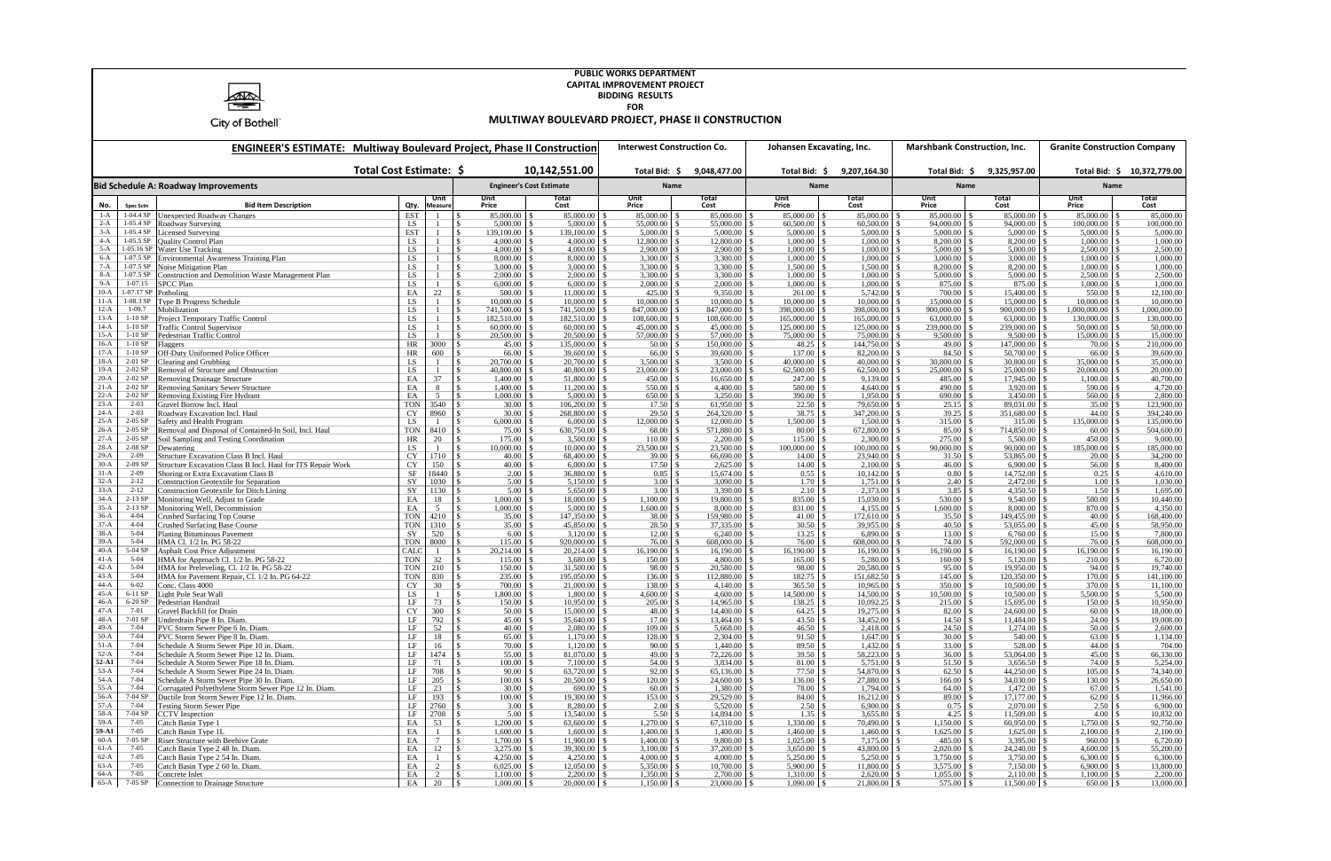City of Bothell

**PUBLIC WORKS DEPARTMENT**
**CAPITAL IMPROVEMENT PROJECT**
**BIDDING RESULTS**
**FOR**
**MULTIWAY BOULEVARD PROJECT, PHASE II CONSTRUCTION**

| | | **ENGINEER'S ESTIMATE: Multiway Boulevard Project, Phase II Construction** | | | | | Interwest Construction Co. | | Johansen Excavating, Inc. | | Marshbank Construction, Inc. | | Granite Construction Company | |
|---|---|---|---|---|---|---|---|---|---|---|---|---|---|---|
| | | **Total Cost Estimate: $** | | | | 10,142,551.00 | Total Bid: $ | 9,048,477.00 | Total Bid: $ | 9,207,164.30 | Total Bid: $ | 9,325,957.00 | Total Bid: $ | 10,372,779.00 |
| **Bid Schedule A: Roadway Improvements** | | | | | Engineer's Cost Estimate | | Name | | Name | | Name | | Name | |
| No. | Spec Sctn | Bid Item Description | Qty. | Unit Measure | Unit Price | Total Cost | Unit Price | Total Cost | Unit Price | Total Cost | Unit Price | Total Cost | Unit Price | Total Cost |
| 1-A | 1-04.4 SP | Unexpected Roadway Changes | EST | 1 | $ 85,000.00 | $ 85,000.00 | $ 85,000.00 | $ 85,000.00 | $ 85,000.00 | $ 85,000.00 | $ 85,000.00 | $ 85,000.00 | $ 85,000.00 | $ 85,000.00 |
| 2-A | 1-05.4 SP | Roadway Surveying | LS | 1 | $ 5,000.00 | $ 5,000.00 | $ 55,000.00 | $ 55,000.00 | $ 60,500.00 | $ 60,500.00 | $ 94,000.00 | $ 94,000.00 | $ 100,000.00 | $ 100,000.00 |
| 3-A | 1-05.4 SP | Licensed Surveying | EST | 1 | $ 139,100.00 | $ 139,100.00 | $ 5,000.00 | $ 5,000.00 | $ 5,000.00 | $ 5,000.00 | $ 5,000.00 | $ 5,000.00 | $ 5,000.00 | $ 5,000.00 |
| 4-A | 1-05.5 SP | Quality Control Plan | LS | 1 | $ 4,000.00 | $ 4,000.00 | $ 12,800.00 | $ 12,800.00 | $ 1,000.00 | $ 1,000.00 | $ 8,200.00 | $ 8,200.00 | $ 1,000.00 | $ 1,000.00 |
| 5-A | 1-05.16 SP | Water Use Tracking | LS | 1 | $ 4,000.00 | $ 4,000.00 | $ 2,900.00 | $ 2,900.00 | $ 1,000.00 | $ 1,000.00 | $ 5,000.00 | $ 5,000.00 | $ 2,500.00 | $ 2,500.00 |
| 6-A | 1-07.5 SP | Environmental Awareness Training Plan | LS | 1 | $ 8,000.00 | $ 8,000.00 | $ 3,300.00 | $ 3,300.00 | $ 1,000.00 | $ 1,000.00 | $ 3,000.00 | $ 3,000.00 | $ 1,000.00 | $ 1,000.00 |
| 7-A | 1-07.5 SP | Noise Mitigation Plan | LS | 1 | $ 3,000.00 | $ 3,000.00 | $ 3,300.00 | $ 3,300.00 | $ 1,500.00 | $ 1,500.00 | $ 8,200.00 | $ 8,200.00 | $ 1,000.00 | $ 1,000.00 |
| 8-A | 1-07.5 SP | Construction and Demolition Waste Management Plan | LS | 1 | $ 2,000.00 | $ 2,000.00 | $ 3,300.00 | $ 3,300.00 | $ 1,000.00 | $ 1,000.00 | $ 5,000.00 | $ 5,000.00 | $ 2,500.00 | $ 2,500.00 |
| 9-A | 1-07.15 | SPCC Plan | LS | 1 | $ 6,000.00 | $ 6,000.00 | $ 2,000.00 | $ 2,000.00 | $ 1,000.00 | $ 1,000.00 | $ 875.00 | $ 875.00 | $ 1,000.00 | $ 1,000.00 |
| 10-A | 1-07.17 SP | Potholing | EA | 22 | $ 500.00 | $ 11,000.00 | $ 425.00 | $ 9,350.00 | $ 261.00 | $ 5,742.00 | $ 700.00 | $ 15,400.00 | $ 550.00 | $ 12,100.00 |
| 11-A | 1-08.3 SP | Type B Progress Schedule | LS | 1 | $ 10,000.00 | $ 10,000.00 | $ 10,000.00 | $ 10,000.00 | $ 10,000.00 | $ 10,000.00 | $ 15,000.00 | $ 15,000.00 | $ 10,000.00 | $ 10,000.00 |
| 12-A | 1-09.7 | Mobilization | LS | 1 | $ 741,500.00 | $ 741,500.00 | $ 847,000.00 | $ 847,000.00 | $ 398,000.00 | $ 398,000.00 | $ 900,000.00 | $ 900,000.00 | $ 1,000,000.00 | $ 1,000,000.00 |
| 13-A | 1-10 SP | Project Temporary Traffic Control | LS | 1 | $ 182,510.00 | $ 182,510.00 | $ 108,600.00 | $ 108,600.00 | $ 165,000.00 | $ 165,000.00 | $ 63,000.00 | $ 63,000.00 | $ 130,000.00 | $ 130,000.00 |
| 14-A | 1-10 SP | Traffic Control Supervisor | LS | 1 | $ 60,000.00 | $ 60,000.00 | $ 45,000.00 | $ 45,000.00 | $ 125,000.00 | $ 125,000.00 | $ 239,000.00 | $ 239,000.00 | $ 50,000.00 | $ 50,000.00 |
| 15-A | 1-10 SP | Pedestrian Traffic Control | LS | 1 | $ 20,500.00 | $ 20,500.00 | $ 57,000.00 | $ 57,000.00 | $ 75,000.00 | $ 75,000.00 | $ 9,500.00 | $ 9,500.00 | $ 15,000.00 | $ 15,000.00 |
| 16-A | 1-10 SP | Flaggers | HR | 3000 | $ 45.00 | $ 135,000.00 | $ 50.00 | $ 150,000.00 | $ 48.25 | $ 144,750.00 | $ 49.00 | $ 147,000.00 | $ 70.00 | $ 210,000.00 |
| 17-A | 1-10 SP | Off-Duty Uniformed Police Officer | HR | 600 | $ 66.00 | $ 39,600.00 | $ 66.00 | $ 39,600.00 | $ 137.00 | $ 82,200.00 | $ 84.50 | $ 50,700.00 | $ 66.00 | $ 39,600.00 |
| 18-A | 2-01 SP | Clearing and Grubbing | LS | 1 | $ 20,700.00 | $ 20,700.00 | $ 3,500.00 | $ 3,500.00 | $ 40,000.00 | $ 40,000.00 | $ 30,800.00 | $ 30,800.00 | $ 35,000.00 | $ 35,000.00 |
| 19-A | 2-02 SP | Removal of Structure and Obstruction | LS | 1 | $ 40,800.00 | $ 40,800.00 | $ 23,000.00 | $ 23,000.00 | $ 62,500.00 | $ 62,500.00 | $ 25,000.00 | $ 25,000.00 | $ 20,000.00 | $ 20,000.00 |
| 20-A | 2-02 SP | Removing Drainage Structure | EA | 37 | $ 1,400.00 | $ 51,800.00 | $ 450.00 | $ 16,650.00 | $ 247.00 | $ 9,139.00 | $ 485.00 | $ 17,945.00 | $ 1,100.00 | $ 40,700.00 |
| 21-A | 2-02 SP | Removing Sanitary Sewer Structure | EA | 8 | $ 1,400.00 | $ 11,200.00 | $ 550.00 | $ 4,400.00 | $ 580.00 | $ 4,640.00 | $ 490.00 | $ 3,920.00 | $ 590.00 | $ 4,720.00 |
| 22-A | 2-02 SP | Removing Existing Fire Hydrant | EA | 5 | $ 1,000.00 | $ 5,000.00 | $ 650.00 | $ 3,250.00 | $ 390.00 | $ 1,950.00 | $ 690.00 | $ 3,450.00 | $ 560.00 | $ 2,800.00 |
| 23-A | 2-03 | Gravel Borrow Incl. Haul | TON | 3540 | $ 30.00 | $ 106,200.00 | $ 17.50 | $ 61,950.00 | $ 22.50 | $ 79,650.00 | $ 25.15 | $ 89,031.00 | $ 35.00 | $ 123,900.00 |
| 24-A | 2-03 | Roadway Excavation Incl. Haul | CY | 8960 | $ 30.00 | $ 268,800.00 | $ 29.50 | $ 264,320.00 | $ 38.75 | $ 347,200.00 | $ 39.25 | $ 351,680.00 | $ 44.00 | $ 394,240.00 |
| 25-A | 2-05 SP | Safety and Health Program | LS | 1 | $ 6,000.00 | $ 6,000.00 | $ 12,000.00 | $ 12,000.00 | $ 1,500.00 | $ 1,500.00 | $ 315.00 | $ 315.00 | $ 135,000.00 | $ 135,000.00 |
| 26-A | 2-05 SP | Removal and Disposal of Contained-In Soil, Incl. Haul | TON | 8410 | $ 75.00 | $ 630,750.00 | $ 68.00 | $ 571,880.00 | $ 80.00 | $ 672,800.00 | $ 85.00 | $ 714,850.00 | $ 60.00 | $ 504,600.00 |
| 27-A | 2-05 SP | Soil Sampling and Testing Coordination | HR | 20 | $ 175.00 | $ 3,500.00 | $ 110.00 | $ 2,200.00 | $ 115.00 | $ 2,300.00 | $ 275.00 | $ 5,500.00 | $ 450.00 | $ 9,000.00 |
| 28-A | 2-08 SP | Dewatering | LS | 1 | $ 10,000.00 | $ 10,000.00 | $ 23,500.00 | $ 23,500.00 | $ 100,000.00 | $ 100,000.00 | $ 90,000.00 | $ 90,000.00 | $ 185,000.00 | $ 185,000.00 |
| 29-A | 2-09 | Structure Excavation Class B Incl. Haul | CY | 1710 | $ 40.00 | $ 68,400.00 | $ 39.00 | $ 66,690.00 | $ 14.00 | $ 23,940.00 | $ 31.50 | $ 53,865.00 | $ 20.00 | $ 34,200.00 |
| 30-A | 2-09 SP | Structure Excavation Class B Incl. Haul for ITS Repair Work | CY | 150 | $ 40.00 | $ 6,000.00 | $ 17.50 | $ 2,625.00 | $ 14.00 | $ 2,100.00 | $ 46.00 | $ 6,900.00 | $ 56.00 | $ 8,400.00 |
| 31-A | 2-09 | Shoring or Extra Excavation Class B | SF | 18440 | $ 2.00 | $ 36,880.00 | $ 0.85 | $ 15,674.00 | $ 0.55 | $ 10,142.00 | $ 0.80 | $ 14,752.00 | $ 0.25 | $ 4,610.00 |
| 32-A | 2-12 | Construction Geotextile for Separation | SY | 1030 | $ 5.00 | $ 5,150.00 | $ 3.00 | $ 3,090.00 | $ 1.70 | $ 1,751.00 | $ 2.40 | $ 2,472.00 | $ 1.00 | $ 1,030.00 |
| 33-A | 2-12 | Construction Geotextile for Ditch Lining | SY | 1130 | $ 5.00 | $ 5,650.00 | $ 3.00 | $ 3,390.00 | $ 2.10 | $ 2,373.00 | $ 3.85 | $ 4,350.50 | $ 1.50 | $ 1,695.00 |
| 34-A | 2-13 SP | Monitoring Well, Adjust to Grade | EA | 18 | $ 1,000.00 | $ 18,000.00 | $ 1,100.00 | $ 19,800.00 | $ 835.00 | $ 15,030.00 | $ 530.00 | $ 9,540.00 | $ 580.00 | $ 10,440.00 |
| 35-A | 2-13 SP | Monitoring Well, Decommission | EA | 5 | $ 1,000.00 | $ 5,000.00 | $ 1,600.00 | $ 8,000.00 | $ 831.00 | $ 4,155.00 | $ 1,600.00 | $ 8,000.00 | $ 870.00 | $ 4,350.00 |
| 36-A | 4-04 | Crushed Surfacing Top Course | TON | 4210 | $ 35.00 | $ 147,350.00 | $ 38.00 | $ 159,980.00 | $ 41.00 | $ 172,610.00 | $ 35.50 | $ 149,455.00 | $ 40.00 | $ 168,400.00 |
| 37-A | 4-04 | Crushed Surfacing Base Course | TON | 1310 | $ 35.00 | $ 45,850.00 | $ 28.50 | $ 37,335.00 | $ 30.50 | $ 39,955.00 | $ 40.50 | $ 53,055.00 | $ 45.00 | $ 58,950.00 |
| 38-A | 5-04 | Planing Bituminous Pavement | SY | 520 | $ 6.00 | $ 3,120.00 | $ 12.00 | $ 6,240.00 | $ 13.25 | $ 6,890.00 | $ 13.00 | $ 6,760.00 | $ 15.00 | $ 7,800.00 |
| 39-A | 5-04 | HMA Cl. 1/2 In. PG 58-22 | TON | 8000 | $ 115.00 | $ 920,000.00 | $ 76.00 | $ 608,000.00 | $ 76.00 | $ 608,000.00 | $ 74.00 | $ 592,000.00 | $ 76.00 | $ 608,000.00 |
| 40-A | 5-04 SP | Asphalt Cost Price Adjustment | CALC | 1 | $ 20,214.00 | $ 20,214.00 | $ 16,190.00 | $ 16,190.00 | $ 16,190.00 | $ 16,190.00 | $ 16,190.00 | $ 16,190.00 | $ 16,190.00 | $ 16,190.00 |
| 41-A | 5-04 | HMA for Approach Cl. 1/2 In. PG 58-22 | TON | 32 | $ 115.00 | $ 3,680.00 | $ 150.00 | $ 4,800.00 | $ 165.00 | $ 5,280.00 | $ 160.00 | $ 5,120.00 | $ 210.00 | $ 6,720.00 |
| 42-A | 5-04 | HMA for Preleveling, Cl. 1/2 In. PG 58-22 | TON | 210 | $ 150.00 | $ 31,500.00 | $ 98.00 | $ 20,580.00 | $ 98.00 | $ 20,580.00 | $ 95.00 | $ 19,950.00 | $ 94.00 | $ 19,740.00 |
| 43-A | 5-04 | HMA for Pavement Repair, Cl. 1/2 In. PG 64-22 | TON | 830 | $ 235.00 | $ 195,050.00 | $ 136.00 | $ 112,880.00 | $ 182.75 | $ 151,682.50 | $ 145.00 | $ 120,350.00 | $ 170.00 | $ 141,100.00 |
| 44-A | 6-02 | Conc. Class 4000 | CY | 30 | $ 700.00 | $ 21,000.00 | $ 138.00 | $ 4,140.00 | $ 365.50 | $ 10,965.00 | $ 350.00 | $ 10,500.00 | $ 370.00 | $ 11,100.00 |
| 45-A | 6-11 SP | Light Pole Seat Wall | LS | 1 | $ 1,800.00 | $ 1,800.00 | $ 4,600.00 | $ 4,600.00 | $ 14,500.00 | $ 14,500.00 | $ 10,500.00 | $ 10,500.00 | $ 5,500.00 | $ 5,500.00 |
| 46-A | 6-20 SP | Pedestrian Handrail | LF | 73 | $ 150.00 | $ 10,950.00 | $ 205.00 | $ 14,965.00 | $ 138.25 | $ 10,092.25 | $ 215.00 | $ 15,695.00 | $ 150.00 | $ 10,950.00 |
| 47-A | 7-01 | Gravel Backfill for Drain | CY | 300 | $ 50.00 | $ 15,000.00 | $ 48.00 | $ 14,400.00 | $ 64.25 | $ 19,275.00 | $ 82.00 | $ 24,600.00 | $ 60.00 | $ 18,000.00 |
| 48-A | 7-01 SP | Underdrain Pipe 8 In. Diam. | LF | 792 | $ 45.00 | $ 35,640.00 | $ 17.00 | $ 13,464.00 | $ 43.50 | $ 34,452.00 | $ 14.50 | $ 11,484.00 | $ 24.00 | $ 19,008.00 |
| 49-A | 7-04 | PVC Storm Sewer Pipe 6 In. Diam. | LF | 52 | $ 40.00 | $ 2,080.00 | $ 109.00 | $ 5,668.00 | $ 46.50 | $ 2,418.00 | $ 24.50 | $ 1,274.00 | $ 50.00 | $ 2,600.00 |
| 50-A | 7-04 | PVC Storm Sewer Pipe 8 In. Diam. | LF | 18 | $ 65.00 | $ 1,170.00 | $ 128.00 | $ 2,304.00 | $ 91.50 | $ 1,647.00 | $ 30.00 | $ 540.00 | $ 63.00 | $ 1,134.00 |
| 51-A | 7-04 | Schedule A Storm Sewer Pipe 10 in. Diam. | LF | 16 | $ 70.00 | $ 1,120.00 | $ 90.00 | $ 1,440.00 | $ 89.50 | $ 1,432.00 | $ 33.00 | $ 528.00 | $ 44.00 | $ 704.00 |
| 52-A | 7-04 | Schedule A Storm Sewer Pipe 12 In. Diam. | LF | 1474 | $ 55.00 | $ 81,070.00 | $ 49.00 | $ 72,226.00 | $ 39.50 | $ 58,223.00 | $ 36.00 | $ 53,064.00 | $ 45.00 | $ 66,330.00 |
| 52-A1 | 7-04 | Schedule A Storm Sewer Pipe 18 In. Diam. | LF | 71 | $ 100.00 | $ 7,100.00 | $ 54.00 | $ 3,834.00 | $ 81.00 | $ 5,751.00 | $ 51.50 | $ 3,656.50 | $ 74.00 | $ 5,254.00 |
| 53-A | 7-04 | Schedule A Storm Sewer Pipe 24 In. Diam. | LF | 708 | $ 90.00 | $ 63,720.00 | $ 92.00 | $ 65,136.00 | $ 77.50 | $ 54,870.00 | $ 62.50 | $ 44,250.00 | $ 105.00 | $ 74,340.00 |
| 54-A | 7-04 | Schedule A Storm Sewer Pipe 30 In. Diam. | LF | 205 | $ 100.00 | $ 20,500.00 | $ 120.00 | $ 24,600.00 | $ 136.00 | $ 27,880.00 | $ 166.00 | $ 34,030.00 | $ 130.00 | $ 26,650.00 |
| 55-A | 7-04 | Corrugated Polyethylene Storm Sewer Pipe 12 In. Diam. | LF | 23 | $ 30.00 | $ 690.00 | $ 60.00 | $ 1,380.00 | $ 78.00 | $ 1,794.00 | $ 64.00 | $ 1,472.00 | $ 67.00 | $ 1,541.00 |
| 56-A | 7-04 SP | Ductile Iron Storm Sewer Pipe 12 In. Diam. | LF | 193 | $ 100.00 | $ 19,300.00 | $ 153.00 | $ 29,529.00 | $ 84.00 | $ 16,212.00 | $ 89.00 | $ 17,177.00 | $ 62.00 | $ 11,966.00 |
| 57-A | 7-04 | Testing Storm Sewer Pipe | LF | 2760 | $ 3.00 | $ 8,280.00 | $ 2.00 | $ 5,520.00 | $ 2.50 | $ 6,900.00 | $ 0.75 | $ 2,070.00 | $ 2.50 | $ 6,900.00 |
| 58-A | 7-04 SP | CCTV Inspection | LF | 2708 | $ 5.00 | $ 13,540.00 | $ 5.50 | $ 14,894.00 | $ 1.35 | $ 3,655.80 | $ 4.25 | $ 11,509.00 | $ 4.00 | $ 10,832.00 |
| 59-A | 7-05 | Catch Basin Type 1 | EA | 53 | $ 1,200.00 | $ 63,600.00 | $ 1,270.00 | $ 67,310.00 | $ 1,330.00 | $ 70,490.00 | $ 1,150.00 | $ 60,950.00 | $ 1,750.00 | $ 92,750.00 |
| 59-A1 | 7-05 | Catch Basin Type 1L | EA | 1 | $ 1,600.00 | $ 1,600.00 | $ 1,400.00 | $ 1,400.00 | $ 1,460.00 | $ 1,460.00 | $ 1,625.00 | $ 1,625.00 | $ 2,100.00 | $ 2,100.00 |
| 60-A | 7-05 SP | Riser Structure with Beehive Grate | EA | 7 | $ 1,700.00 | $ 11,900.00 | $ 1,400.00 | $ 9,800.00 | $ 1,025.00 | $ 7,175.00 | $ 485.00 | $ 3,395.00 | $ 960.00 | $ 6,720.00 |
| 61-A | 7-05 | Catch Basin Type 2 48 In. Diam. | EA | 12 | $ 3,275.00 | $ 39,300.00 | $ 3,100.00 | $ 37,200.00 | $ 3,650.00 | $ 43,800.00 | $ 2,020.00 | $ 24,240.00 | $ 4,600.00 | $ 55,200.00 |
| 62-A | 7-05 | Catch Basin Type 2 54 In. Diam. | EA | 1 | $ 4,250.00 | $ 4,250.00 | $ 4,000.00 | $ 4,000.00 | $ 5,250.00 | $ 5,250.00 | $ 3,750.00 | $ 3,750.00 | $ 6,300.00 | $ 6,300.00 |
| 63-A | 7-05 | Catch Basin Type 2 60 In. Diam. | EA | 2 | $ 6,025.00 | $ 12,050.00 | $ 5,350.00 | $ 10,700.00 | $ 5,900.00 | $ 11,800.00 | $ 3,575.00 | $ 7,150.00 | $ 6,900.00 | $ 13,800.00 |
| 64-A | 7-05 | Concrete Inlet | EA | 2 | $ 1,100.00 | $ 2,200.00 | $ 1,350.00 | $ 2,700.00 | $ 1,310.00 | $ 2,620.00 | $ 1,055.00 | $ 2,110.00 | $ 1,100.00 | $ 2,200.00 |
| 65-A | 7-05 SP | Connection to Drainage Structure | EA | 20 | $ 1,000.00 | $ 20,000.00 | $ 1,150.00 | $ 23,000.00 | $ 1,090.00 | $ 21,800.00 | $ 575.00 | $ 11,500.00 | $ 650.00 | $ 13,000.00 |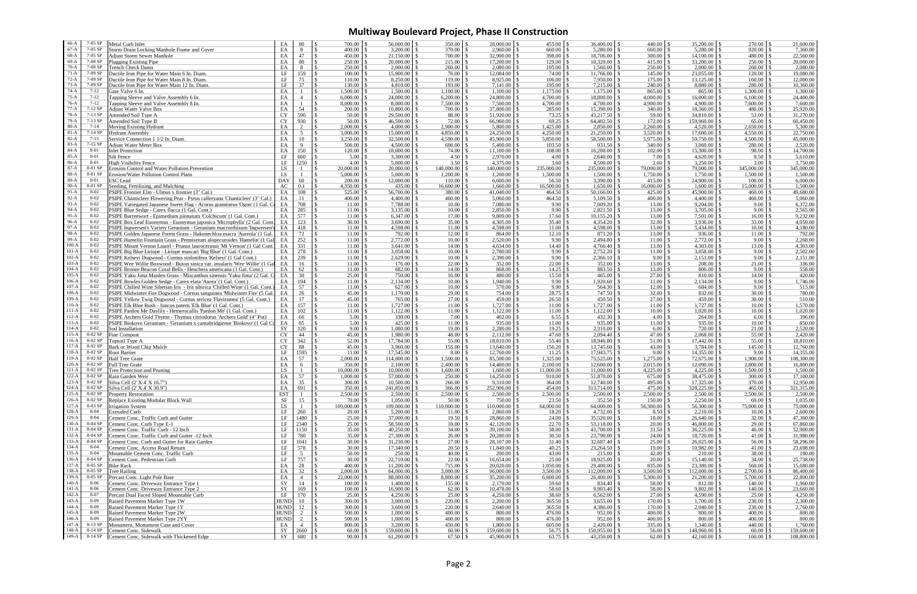# Multiway Boulevard Project, Phase II Construction

| | | | | | | | | | | | | | | | |
|---|---|---|---|---|---|---|---|---|---|---|---|---|---|---|---|
| 66-A | 7-05 SP | Metal Curb Inlet | EA | 80 | $ 700.00 | $ 56,000.00 | $ 350.00 | $ 28,000.00 | $ 455.00 | $ 36,400.00 | $ 440.00 | $ 35,200.00 | $ 270.00 | $ 21,600.00 |
| 67-A | 7-05 SP | Storm Drain Locking Manhole Frame and Cover | EA | 8 | $ 400.00 | $ 3,200.00 | $ 370.00 | $ 2,960.00 | $ 660.00 | $ 5,280.00 | $ 660.00 | $ 5,280.00 | $ 920.00 | $ 7,360.00 |
| 68-A | 7-05 SP | Adjust Storm Sewer Manhole | EA | 47 | $ 450.00 | $ 21,150.00 | $ 700.00 | $ 32,900.00 | $ 398.00 | $ 18,706.00 | $ 300.00 | $ 14,100.00 | $ 480.00 | $ 22,560.00 |
| 69-A | 7-08 SP | Plugging Existing Pipe | EA | 80 | $ 250.00 | $ 20,000.00 | $ 215.00 | $ 17,200.00 | $ 129.00 | $ 10,320.00 | $ 415.00 | $ 33,200.00 | $ 250.00 | $ 20,000.00 |
| 70-A | 7-08 SP | Trench Check Dams | EA | 8 | $ 250.00 | $ 2,000.00 | $ 260.00 | $ 2,080.00 | $ 195.00 | $ 1,560.00 | $ 250.00 | $ 2,000.00 | $ 260.00 | $ 2,080.00 |
| 71-A | 7-09 SP | Ductile Iron Pipe for Water Main 6 In. Diam. | LF | 159 | $ 100.00 | $ 15,900.00 | $ 76.00 | $ 12,084.00 | $ 74.00 | $ 11,766.00 | $ 145.00 | $ 23,055.00 | $ 120.00 | $ 19,080.00 |
| 72-A | 7-09 SP | Ductile Iron Pipe for Water Main 8 In. Diam. | LF | 75 | $ 110.00 | $ 8,250.00 | $ 119.00 | $ 8,925.00 | $ 106.00 | $ 7,950.00 | $ 175.00 | $ 13,125.00 | $ 160.00 | $ 12,000.00 |
| 73-A | 7-09 SP | Ductile Iron Pipe for Water Main 12 In. Diam. | LF | 37 | $ 130.00 | $ 4,810.00 | $ 193.00 | $ 7,141.00 | $ 195.00 | $ 7,215.00 | $ 240.00 | $ 8,880.00 | $ 280.00 | $ 10,360.00 |
| 74-A | 7-12 | Gate Valve 6 In. | EA | 1 | $ 1,500.00 | $ 1,500.00 | $ 1,100.00 | $ 1,100.00 | $ 1,175.00 | $ 1,175.00 | $ 865.00 | $ 865.00 | $ 1,300.00 | $ 1,300.00 |
| 75-A | 7-12 | Tapping Sleeve and Valve Assembly 6 In. | EA | 4 | $ 6,000.00 | $ 24,000.00 | $ 6,200.00 | $ 24,800.00 | $ 4,700.00 | $ 18,800.00 | $ 4,000.00 | $ 16,000.00 | $ 6,100.00 | $ 24,400.00 |
| 76-A | 7-12 | Tapping Sleeve and Valve Assembly 8 In. | EA | 1 | $ 8,000.00 | $ 8,000.00 | $ 7,500.00 | $ 7,500.00 | $ 4,700.00 | $ 4,700.00 | $ 4,900.00 | $ 4,900.00 | $ 7,600.00 | $ 7,600.00 |
| 77-A | 7-12 SP | Adjust Water Valve Box | EA | 54 | $ 200.00 | $ 10,800.00 | $ 700.00 | $ 37,800.00 | $ 285.00 | $ 15,390.00 | $ 340.00 | $ 18,360.00 | $ 480.00 | $ 25,920.00 |
| 78-A | 7-13 SP | Amended Soil Type A | CY | 590 | $ 50.00 | $ 29,500.00 | $ 88.00 | $ 51,920.00 | $ 73.25 | $ 43,217.50 | $ 59.00 | $ 34,810.00 | $ 53.00 | $ 31,270.00 |
| 79-A | 7-13 SP | Amended Soil Type B | CY | 930 | $ 50.00 | $ 46,500.00 | $ 72.00 | $ 66,960.00 | $ 69.25 | $ 64,402.50 | $ 172.00 | $ 159,960.00 | $ 65.00 | $ 60,450.00 |
| 80-A | 7-14 | Moving Existing Hydrant | EA | 2 | $ 2,000.00 | $ 4,000.00 | $ 2,900.00 | $ 5,800.00 | $ 1,425.00 | $ 2,850.00 | $ 2,260.00 | $ 4,520.00 | $ 2,650.00 | $ 5,300.00 |
| 81-A | 7-14 SP | Hydrant Assembly | EA | 5 | $ 3,000.00 | $ 15,000.00 | $ 4,850.00 | $ 24,250.00 | $ 4,250.00 | $ 21,250.00 | $ 3,520.00 | $ 17,600.00 | $ 4,550.00 | $ 22,750.00 |
| 82-A | 7-15 | Service Connection 1 1/2 In. Diam. | EA | 10 | $ 3,250.00 | $ 32,500.00 | $ 4,590.00 | $ 45,900.00 | $ 5,850.00 | $ 58,500.00 | $ 5,975.00 | $ 59,750.00 | $ 4,500.00 | $ 45,000.00 |
| 83-A | 7-15 SP | Adjust Water Meter Box | EA | 9 | $ 500.00 | $ 4,500.00 | $ 600.00 | $ 5,400.00 | $ 103.50 | $ 931.50 | $ 340.00 | $ 3,060.00 | $ 280.00 | $ 2,520.00 |
| 84-A | 8-01 | Inlet Protection | EA | 150 | $ 120.00 | $ 18,000.00 | $ 74.00 | $ 11,100.00 | $ 108.00 | $ 16,200.00 | $ 102.00 | $ 15,300.00 | $ 98.00 | $ 14,700.00 |
| 85-A | 8-01 | Silt Fence | LF | 660 | $ 5.00 | $ 3,300.00 | $ 4.50 | $ 2,970.00 | $ 4.00 | $ 2,640.00 | $ 7.00 | $ 4,620.00 | $ 8.50 | $ 5,610.00 |
| 86-A | 8-01 | High Visibility Fence | LF | 1250 | $ 4.00 | $ 5,000.00 | $ 3.50 | $ 4,375.00 | $ 3.60 | $ 4,500.00 | $ 2.60 | $ 3,250.00 | $ 3.00 | $ 3,750.00 |
| 87-A | 8-01 SP | Erosion Control and Water Pollution Prevention | LS | 1 | $ 20,000.00 | $ 20,000.00 | $ 140,000.00 | $ 140,000.00 | $ 235,000.00 | $ 235,000.00 | $ 79,000.00 | $ 79,000.00 | $ 345,000.00 | $ 345,000.00 |
| 88-A | 8-01 SP | Erosion/Water Pollution Control Plans | LS | 1 | $ 5,000.00 | $ 5,000.00 | $ 1,200.00 | $ 1,200.00 | $ 1,500.00 | $ 1,500.00 | $ 1,750.00 | $ 1,750.00 | $ 1,500.00 | $ 1,500.00 |
| 89-A | 8-01 | ESC Lead | DAY | 60 | $ 200.00 | $ 12,000.00 | $ 110.00 | $ 6,600.00 | $ 56.50 | $ 3,390.00 | $ 415.00 | $ 24,900.00 | $ 100.00 | $ 6,000.00 |
| 90-A | 8-01 SP | Seeding, Fertilizing, and Mulching | AC | 0.1 | $ 4,350.00 | $ 435.00 | $ 16,600.00 | $ 1,660.00 | $ 16,500.00 | $ 1,650.00 | $ 16,000.00 | $ 1,600.00 | $ 15,000.00 | $ 1,500.00 |
| 91-A | 8-02 | PSIPE Frontier Elm - Ulmus x frontier (3" Cal.) | EA | 108 | $ 525.00 | $ 56,700.00 | $ 380.00 | $ 41,040.00 | $ 464.50 | $ 50,166.00 | $ 425.00 | $ 45,900.00 | $ 460.00 | $ 49,680.00 |
| 92-A | 8-02 | PSIPE Chanticleer Flowering Pear - Pyrus calleryana 'Chanticleer' (3" Cal.) | EA | 11 | $ 400.00 | $ 4,400.00 | $ 460.00 | $ 5,060.00 | $ 464.50 | $ 5,109.50 | $ 400.00 | $ 4,400.00 | $ 460.00 | $ 5,060.00 |
| 93-A | 8-02 | PSIPE Variegated Japanese Sweet Flag - Acorus gramineus 'Ogon' (1 Gal. Co | EA | 708 | $ 11.00 | $ 7,788.00 | $ 10.00 | $ 7,080.00 | $ 9.90 | $ 7,009.20 | $ 13.00 | $ 9,204.00 | $ 9.00 | $ 6,372.00 |
| 94-A | 8-02 | PSIPE Blue Sedge - Carex flacca (1 Gal. Cont.) | EA | 285 | $ 11.00 | $ 3,135.00 | $ 10.00 | $ 2,850.00 | $ 9.90 | $ 2,821.50 | $ 13.00 | $ 3,705.00 | $ 9.00 | $ 2,565.00 |
| 95-A | 8-02 | PSIPE Barrenwort - Epimedium pinnatum 'Colchicum' (1 Gal. Cont.) | EA | 577 | $ 11.00 | $ 6,347.00 | $ 17.00 | $ 9,809.00 | $ 17.60 | $ 10,155.20 | $ 13.00 | $ 7,501.00 | $ 16.00 | $ 9,232.00 |
| 96-A | 8-02 | PSIPE Box Leaf Euonymus - Euonymus japonica 'Microphylla' (2 Gal. Cont. | EA | 123 | $ 30.00 | $ 3,690.00 | $ 35.00 | $ 4,305.00 | $ 35.40 | $ 4,354.20 | $ 32.00 | $ 3,936.00 | $ 33.00 | $ 4,059.00 |
| 97-A | 8-02 | PSIPE Ingwersen's Variety Geranium - Geranium macrorrhizum 'Ingwersen's | EA | 418 | $ 11.00 | $ 4,598.00 | $ 11.00 | $ 4,598.00 | $ 11.00 | $ 4,598.00 | $ 13.00 | $ 5,434.00 | $ 10.00 | $ 4,180.00 |
| 98-A | 8-02 | PSIPE Golden Japanese Forest Grass - Hakonechloa macra 'Aureola' (1 Gal. | EA | 72 | $ 11.00 | $ 792.00 | $ 12.00 | $ 864.00 | $ 12.10 | $ 871.20 | $ 13.00 | $ 936.00 | $ 11.00 | $ 792.00 |
| 99-A | 8-02 | PSIPE Hamelin Fountain Grass - Pennisetum alopecuroides 'Hamelin' (1 Gal | EA | 252 | $ 11.00 | $ 2,772.00 | $ 10.00 | $ 2,520.00 | $ 9.90 | $ 2,494.80 | $ 11.00 | $ 2,772.00 | $ 9.00 | $ 2,268.00 |
| 100-A | 8-02 | PSIPE Mount Vernon Laurel - Prunus laurocerasus 'Mt Vernon' (1 Gal Cont. | EA | 331 | $ 11.00 | $ 3,641.00 | $ 14.00 | $ 4,634.00 | $ 14.40 | $ 4,766.40 | $ 13.00 | $ 4,303.00 | $ 13.00 | $ 4,303.00 |
| 101-A | 8-02 | PSIPE Big Blue Liriope - Liriope muscari 'Big Blue' (1 Gal. Cont.) | EA | 278 | $ 11.00 | $ 3,058.00 | $ 10.00 | $ 2,780.00 | $ 9.90 | $ 2,752.20 | $ 11.00 | $ 3,058.00 | $ 9.00 | $ 2,502.00 |
| 102-A | 8-02 | PSIPE Kelseyi Dogwood - Cornus stolonifera 'Kelseyi' (1 Gal Cont.) | EA | 239 | $ 11.00 | $ 2,629.00 | $ 10.00 | $ 2,390.00 | $ 9.90 | $ 2,366.10 | $ 9.00 | $ 2,151.00 | $ 9.00 | $ 2,151.00 |
| 103-A | 8-02 | PSIPE Wee Willie Boxwood - Buxus sinica var. insularis 'Wee Willie' (1 Gal | EA | 16 | $ 11.00 | $ 176.00 | $ 22.00 | $ 352.00 | $ 22.00 | $ 352.00 | $ 13.00 | $ 208.00 | $ 21.00 | $ 336.00 |
| 104-A | 8-02 | PSIPE Bronze Beacon Coral Bells - Heuchera americana (1 Gal. Cont.) | EA | 62 | $ 11.00 | $ 682.00 | $ 14.00 | $ 868.00 | $ 14.25 | $ 883.50 | $ 13.00 | $ 806.00 | $ 9.00 | $ 558.00 |
| 105-A | 8-02 | PSIPE Yaku Jima Maiden Grass - Miscanthus sinensis 'Yaku Jima' (2 Gal. C | EA | 30 | $ 25.00 | $ 750.00 | $ 16.00 | $ 480.00 | $ 15.50 | $ 465.00 | $ 27.00 | $ 810.00 | $ 14.00 | $ 420.00 |
| 106-A | 8-02 | PSIPE Bowles Golden Sedge - Carex elata 'Aurea' (1 Gal. Cont.) | EA | 194 | $ 11.00 | $ 2,134.00 | $ 10.00 | $ 1,940.00 | $ 9.90 | $ 1,920.60 | $ 11.00 | $ 2,134.00 | $ 9.00 | $ 1,746.00 |
| 107-A | 8-02 | PSIPE Chilled Wine Siberian Iris - Iris sibirica 'Chilled Wine' (1 Gal. Cont.) | EA | 57 | $ 11.00 | $ 627.00 | $ 10.00 | $ 570.00 | $ 9.90 | $ 564.30 | $ 12.00 | $ 684.00 | $ 9.00 | $ 513.00 |
| 108-A | 8-02 | PSIPE Midwinter Fire Dogwood - Cornus sanguinea 'Midwinter Fire' (5 Gal. | EA | 26 | $ 45.00 | $ 1,170.00 | $ 29.00 | $ 754.00 | $ 28.75 | $ 747.50 | $ 32.00 | $ 832.00 | $ 30.00 | $ 780.00 |
| 109-A | 8-02 | PSIPE Yellow Twig Dogwood - Cornus sericea 'Flaviramea' (5 Gal. Cont.) | EA | 17 | $ 45.00 | $ 765.00 | $ 27.00 | $ 459.00 | $ 26.50 | $ 450.50 | $ 27.00 | $ 459.00 | $ 30.00 | $ 510.00 |
| 110-A | 8-02 | PSIPE Elk Blue Rush - Juncus patens 'Elk Blue' (1 Gal. Cont.) | EA | 157 | $ 11.00 | $ 1,727.00 | $ 11.00 | $ 1,727.00 | $ 11.00 | $ 1,727.00 | $ 11.00 | $ 1,727.00 | $ 10.00 | $ 1,570.00 |
| 111-A | 8-02 | PSIPE Pardon Me Daylily - Hemerocallis 'Pardon Me' (1 Gal. Cont.) | EA | 102 | $ 11.00 | $ 1,122.00 | $ 11.00 | $ 1,122.00 | $ 11.00 | $ 1,122.00 | $ 10.00 | $ 1,020.00 | $ 10.00 | $ 1,020.00 |
| 112-A | 8-02 | PSIPE Archers Gold Thyme - Thymus citriodorus 'Archers Gold' (4" Pot) | EA | 66 | $ 5.00 | $ 330.00 | $ 7.00 | $ 462.00 | $ 6.55 | $ 432.30 | $ 4.00 | $ 264.00 | $ 6.00 | $ 396.00 |
| 113-A | 8-02 | PSIPE Biokovo Geranium - 'Geranium x cantabridgiense 'Biokovo' (1 Gal Co | EA | 85 | $ 5.00 | $ 425.00 | $ 11.00 | $ 935.00 | $ 11.00 | $ 935.00 | $ 11.00 | $ 935.00 | $ 10.00 | $ 850.00 |
| 114-A | 8-02 | Sod Installation | SY | 120 | $ 9.00 | $ 1,080.00 | $ 19.00 | $ 2,280.00 | $ 19.25 | $ 2,310.00 | $ 6.00 | $ 720.00 | $ 21.00 | $ 2,520.00 |
| 115-A | 8-02 SP | Fine Compost | CY | 44 | $ 45.00 | $ 1,980.00 | $ 48.00 | $ 2,112.00 | $ 47.60 | $ 2,094.40 | $ 47.00 | $ 2,068.00 | $ 55.00 | $ 2,420.00 |
| 116-A | 8-02 SP | Topsoil Type A | CY | 342 | $ 52.00 | $ 17,784.00 | $ 55.00 | $ 18,810.00 | $ 55.40 | $ 18,946.80 | $ 51.00 | $ 17,442.00 | $ 55.00 | $ 18,810.00 |
| 117-A | 8-02 SP | Bark or Wood Chip Mulch | CY | 88 | $ 45.00 | $ 3,960.00 | $ 155.00 | $ 13,640.00 | $ 156.20 | $ 13,745.60 | $ 43.00 | $ 3,784.00 | $ 145.00 | $ 12,760.00 |
| 118-A | 8-02 SP | Root Barrier | LF | 1595 | $ 11.00 | $ 17,545.00 | $ 8.00 | $ 12,760.00 | $ 11.25 | $ 17,943.75 | $ 9.00 | $ 14,355.00 | $ 9.00 | $ 14,355.00 |
| 119-A | 8-02 SP | Half Tree Grate | EA | 57 | $ 2,000.00 | $ 114,000.00 | $ 1,500.00 | $ 85,500.00 | $ 1,325.00 | $ 75,525.00 | $ 1,275.00 | $ 72,675.00 | $ 1,900.00 | $ 108,300.00 |
| 120-A | 8-02 SP | Full Tree Grate | EA | 6 | $ 350.00 | $ 2,100.00 | $ 2,400.00 | $ 14,400.00 | $ 2,100.00 | $ 12,600.00 | $ 2,015.00 | $ 12,090.00 | $ 2,800.00 | $ 16,800.00 |
| 121-A | 8-02 SP | Tree Protection and Pruning | LS | 1 | $ 10,000.00 | $ 10,000.00 | $ 1,600.00 | $ 1,600.00 | $ 11,000.00 | $ 11,000.00 | $ 4,225.00 | $ 4,225.00 | $ 1,500.00 | $ 1,500.00 |
| 122-A | 8-02 SP | Rain Garden Weir | EA | 57 | $ 1,000.00 | $ 57,000.00 | $ 250.00 | $ 14,250.00 | $ 910.00 | $ 51,870.00 | $ 675.00 | $ 38,475.00 | $ 300.00 | $ 17,100.00 |
| 123-A | 8-02 SP | Silva Cell (2' X 4' X 16.7") | EA | 35 | $ 300.00 | $ 10,500.00 | $ 266.00 | $ 9,310.00 | $ 364.00 | $ 12,740.00 | $ 495.00 | $ 17,325.00 | $ 370.00 | $ 12,950.00 |
| 124-A | 8-02 SP | Silva Cell (2' X 4' X 30.9") | EA | 691 | $ 350.00 | $ 241,850.00 | $ 366.00 | $ 252,906.00 | $ 454.00 | $ 313,714.00 | $ 475.00 | $ 328,225.00 | $ 465.00 | $ 321,315.00 |
| 125-A | 8-02 SP | Property Restoration | EST | 1 | $ 2,500.00 | $ 2,500.00 | $ 2,500.00 | $ 2,500.00 | $ 2,500.00 | $ 2,500.00 | $ 2,500.00 | $ 2,500.00 | $ 2,500.00 | $ 2,500.00 |
| 126-A | 8-02 SP | Replace Existing Modular Block Wall | SF | 15 | $ 70.00 | $ 1,050.00 | $ 50.00 | $ 750.00 | $ 23.50 | $ 352.50 | $ 150.00 | $ 2,250.00 | $ 69.00 | $ 1,035.00 |
| 127-A | 8-03 SP | Irrigation System | LS | 1 | $ 109,000.00 | $ 109,000.00 | $ 110,000.00 | $ 110,000.00 | $ 64,000.00 | $ 64,000.00 | $ 56,300.00 | $ 56,300.00 | $ 75,000.00 | $ 75,000.00 |
| 128-A | 8-04 | Extruded Curb | LF | 260 | $ 20.00 | $ 5,200.00 | $ 11.00 | $ 2,860.00 | $ 18.20 | $ 4,732.00 | $ 8.50 | $ 2,210.00 | $ 10.00 | $ 2,600.00 |
| 129-A | 8-04 | Cement Conc. Traffic Curb and Gutter | LF | 1480 | $ 25.00 | $ 37,000.00 | $ 19.50 | $ 28,860.00 | $ 24.00 | $ 35,520.00 | $ 18.00 | $ 26,640.00 | $ 32.00 | $ 47,360.00 |
| 130-A | 8-04 SP | Cement Conc. Curb Type E-1 | LF | 2340 | $ 25.00 | $ 58,500.00 | $ 18.00 | $ 42,120.00 | $ 22.70 | $ 53,118.00 | $ 20.00 | $ 46,800.00 | $ 29.00 | $ 67,860.00 |
| 131-A | 8-04 SP | Cement Conc. Traffic Curb - 12 Inch | LF | 1150 | $ 35.00 | $ 40,250.00 | $ 34.00 | $ 39,100.00 | $ 38.00 | $ 43,700.00 | $ 31.50 | $ 36,225.00 | $ 46.00 | $ 52,900.00 |
| 132-A | 8-04 SP | Cement Conc. Traffic Curb and Gutter -12 Inch | LF | 780 | $ 35.00 | $ 27,300.00 | $ 26.00 | $ 20,280.00 | $ 30.50 | $ 23,790.00 | $ 24.00 | $ 18,720.00 | $ 41.00 | $ 31,980.00 |
| 133-A | 8-04 SP | Cement Conc. Curb and Gutter for Rain Garden | LF | 1041 | $ 30.00 | $ 31,230.00 | $ 27.00 | $ 28,107.00 | $ 31.40 | $ 32,687.40 | $ 25.00 | $ 26,025.00 | $ 56.00 | $ 58,296.00 |
| 134-A | 8-04 | Cement Conc. Access Road Return | LF | 578 | $ 30.00 | $ 17,340.00 | $ 20.50 | $ 11,849.00 | $ 40.25 | $ 23,264.50 | $ 19.00 | $ 10,982.00 | $ 41.00 | $ 23,698.00 |
| 135-A | 8-04 | Mountable Cement Conc. Traffic Curb | LF | 5 | $ 50.00 | $ 250.00 | $ 40.00 | $ 200.00 | $ 43.00 | $ 215.00 | $ 42.00 | $ 210.00 | $ 38.00 | $ 190.00 |
| 136-A | 8-04 SP | Cement Conc. Pedestrian Curb | LF | 757 | $ 30.00 | $ 22,710.00 | $ 22.00 | $ 16,654.00 | $ 25.00 | $ 18,925.00 | $ 20.00 | $ 15,140.00 | $ 34.00 | $ 25,738.00 |
| 137-A | 8-05 SP | Bike Rack | EA | 28 | $ 400.00 | $ 11,200.00 | $ 715.00 | $ 20,020.00 | $ 1,050.00 | $ 29,400.00 | $ 835.00 | $ 23,380.00 | $ 560.00 | $ 15,680.00 |
| 138-A | 8-05 SP | Tree Railing | EA | 32 | $ 2,000.00 | $ 64,000.00 | $ 3,000.00 | $ 96,000.00 | $ 3,500.00 | $ 112,000.00 | $ 3,500.00 | $ 112,000.00 | $ 2,700.00 | $ 86,400.00 |
| 139-A | 8-05 SP | Precast Conc. Light Pole Base | EA | 4 | $ 22,000.00 | $ 88,000.00 | $ 8,800.00 | $ 35,200.00 | $ 6,600.00 | $ 26,400.00 | $ 5,300.00 | $ 21,200.00 | $ 5,700.00 | $ 22,800.00 |
| 140-A | 8-06 | Cement Conc. Driveway Entrance Type 1 | SY | 14 | $ 100.00 | $ 1,400.00 | $ 155.00 | $ 2,170.00 | $ 59.60 | $ 834.40 | $ 58.00 | $ 812.00 | $ 140.00 | $ 1,960.00 |
| 141-A | 8-06 | Cement Conc. Driveway Entrance Type 2 | SY | 169 | $ 100.00 | $ 16,900.00 | $ 62.00 | $ 10,478.00 | $ 58.60 | $ 9,903.40 | $ 58.00 | $ 9,802.00 | $ 140.00 | $ 23,660.00 |
| 142-A | 8-07 | Precast Dual Faced Sloped Mountable Curb | LF | 170 | $ 25.00 | $ 4,250.00 | $ 25.00 | $ 4,250.00 | $ 38.60 | $ 6,562.00 | $ 27.00 | $ 4,590.00 | $ 25.00 | $ 4,250.00 |
| 143-A | 8-09 | Raised Pavement Marker Type 1W | HUND | 10 | $ 300.00 | $ 3,000.00 | $ 220.00 | $ 2,200.00 | $ 365.50 | $ 3,655.00 | $ 170.00 | $ 1,700.00 | $ 230.00 | $ 2,300.00 |
| 144-A | 8-09 | Raised Pavement Marker Type 1Y | HUND | 12 | $ 300.00 | $ 3,600.00 | $ 220.00 | $ 2,640.00 | $ 365.50 | $ 4,386.00 | $ 170.00 | $ 2,040.00 | $ 230.00 | $ 2,760.00 |
| 145-A | 8-09 | Raised Pavement Marker Type 2W | HUND | 2 | $ 500.00 | $ 1,000.00 | $ 400.00 | $ 800.00 | $ 476.00 | $ 952.00 | $ 400.00 | $ 800.00 | $ 400.00 | $ 800.00 |
| 146-A | 8-09 | Raised Pavement Marker Type 2YY | HUND | 2 | $ 500.00 | $ 1,000.00 | $ 400.00 | $ 800.00 | $ 476.00 | $ 952.00 | $ 400.00 | $ 800.00 | $ 400.00 | $ 800.00 |
| 147-A | 8-13 SP | Monument, Monument Case and Cover | EA | 4 | $ 800.00 | $ 3,200.00 | $ 450.00 | $ 1,800.00 | $ 605.00 | $ 2,420.00 | $ 335.00 | $ 1,340.00 | $ 440.00 | $ 1,760.00 |
| 148-A | 8-14 SP | Cement Conc. Sidewalk | SY | 2660 | $ 60.00 | $ 159,600.00 | $ 60.00 | $ 159,600.00 | $ 56.75 | $ 150,955.00 | $ 56.00 | $ 148,960.00 | $ 60.00 | $ 159,600.00 |
| 149-A | 8-14 SP | Cement Conc. Sidewalk with Thickened Edge | SY | 680 | $ 90.00 | $ 61,200.00 | $ 67.50 | $ 45,900.00 | $ 63.75 | $ 43,350.00 | $ 62.00 | $ 42,160.00 | $ 160.00 | $ 108,800.00 |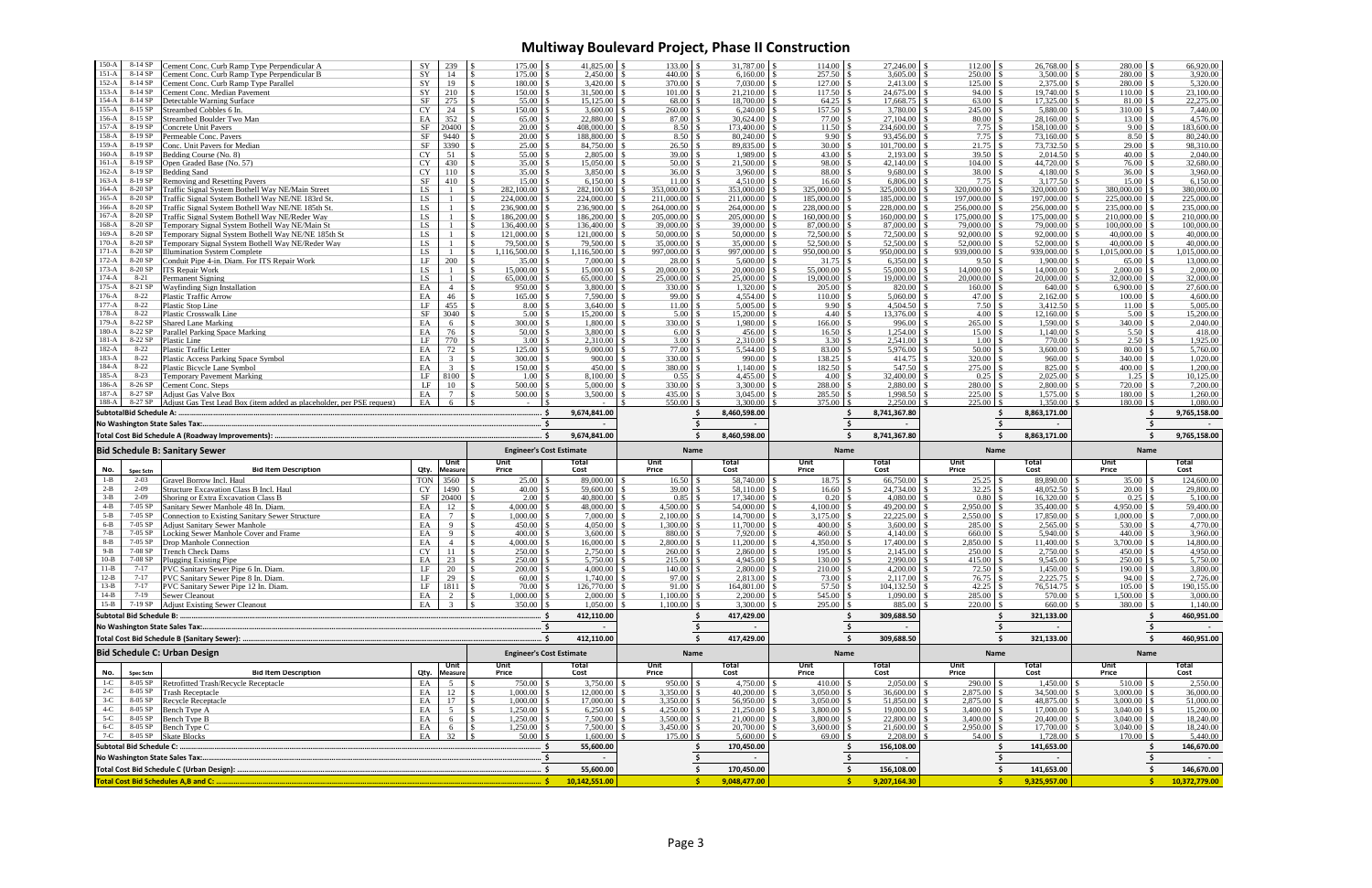# Multiway Boulevard Project, Phase II Construction

| No. | Spec Sctn | Bid Item Description | Qty. | Unit Measure | Engineer's Cost Estimate Unit Price | Engineer's Cost Estimate Total Cost | Name Unit Price | Name Total Cost | Name Unit Price | Name Total Cost | Name Unit Price | Name Total Cost | Name Unit Price | Name Total Cost |
|---|---|---|---|---|---|---|---|---|---|---|---|---|---|---|
| 150-A | 8-14 SP | Cement Conc. Curb Ramp Type Perpendicular A | SY | 239 | $ 175.00 | $ 41,825.00 | $ 133.00 | $ 31,787.00 | $ 114.00 | $ 27,246.00 | $ 112.00 | $ 26,768.00 | $ 280.00 | $ 66,920.00 |
| 151-A | 8-14 SP | Cement Conc. Curb Ramp Type Perpendicular B | SY | 14 | $ 175.00 | $ 2,450.00 | $ 440.00 | $ 6,160.00 | $ 257.50 | $ 3,605.00 | $ 250.00 | $ 3,500.00 | $ 280.00 | $ 3,920.00 |
| 152-A | 8-14 SP | Cement Conc. Curb Ramp Type Parallel | SY | 19 | $ 180.00 | $ 3,420.00 | $ 370.00 | $ 7,030.00 | $ 127.00 | $ 2,413.00 | $ 125.00 | $ 2,375.00 | $ 280.00 | $ 5,320.00 |
| 153-A | 8-14 SP | Cement Conc. Median Pavement | SY | 210 | $ 150.00 | $ 31,500.00 | $ 101.00 | $ 21,210.00 | $ 117.50 | $ 24,675.00 | $ 94.00 | $ 19,740.00 | $ 110.00 | $ 23,100.00 |
| 154-A | 8-14 SP | Detectable Warning Surface | SF | 275 | $ 55.00 | $ 15,125.00 | $ 68.00 | $ 18,700.00 | $ 64.25 | $ 17,668.75 | $ 63.00 | $ 17,325.00 | $ 81.00 | $ 22,275.00 |
| 155-A | 8-15 SP | Streambed Cobbles 6 In. | CY | 24 | $ 150.00 | $ 3,600.00 | $ 260.00 | $ 6,240.00 | $ 157.50 | $ 3,780.00 | $ 245.00 | $ 5,880.00 | $ 310.00 | $ 7,440.00 |
| 156-A | 8-15 SP | Streambed Boulder Two Man | EA | 352 | $ 65.00 | $ 22,880.00 | $ 87.00 | $ 30,624.00 | $ 77.00 | $ 27,104.00 | $ 80.00 | $ 28,160.00 | $ 13.00 | $ 4,576.00 |
| 157-A | 8-19 SP | Concrete Unit Pavers | SF | 20400 | $ 20.00 | $ 408,000.00 | $ 8.50 | $ 173,400.00 | $ 11.50 | $ 234,600.00 | $ 7.75 | $ 158,100.00 | $ 9.00 | $ 183,600.00 |
| 158-A | 8-19 SP | Permeable Conc. Pavers | SF | 9440 | $ 20.00 | $ 188,800.00 | $ 8.50 | $ 80,240.00 | $ 9.90 | $ 93,456.00 | $ 7.75 | $ 73,160.00 | $ 8.50 | $ 80,240.00 |
| 159-A | 8-19 SP | Conc. Unit Pavers for Median | SF | 3390 | $ 25.00 | $ 84,750.00 | $ 26.50 | $ 89,835.00 | $ 30.00 | $ 101,700.00 | $ 21.75 | $ 73,732.50 | $ 29.00 | $ 98,310.00 |
| 160-A | 8-19 SP | Bedding Course (No. 8) | CY | 51 | $ 55.00 | $ 2,805.00 | $ 39.00 | $ 1,989.00 | $ 43.00 | $ 2,193.00 | $ 39.50 | $ 2,014.50 | $ 40.00 | $ 2,040.00 |
| 161-A | 8-19 SP | Open Graded Base (No. 57) | CY | 430 | $ 35.00 | $ 15,050.00 | $ 50.00 | $ 21,500.00 | $ 98.00 | $ 42,140.00 | $ 104.00 | $ 44,720.00 | $ 76.00 | $ 32,680.00 |
| 162-A | 8-19 SP | Bedding Sand | CY | 110 | $ 35.00 | $ 3,850.00 | $ 36.00 | $ 3,960.00 | $ 88.00 | $ 9,680.00 | $ 38.00 | $ 4,180.00 | $ 36.00 | $ 3,960.00 |
| 163-A | 8-19 SP | Removing and Resetting Pavers | SF | 410 | $ 15.00 | $ 6,150.00 | $ 11.00 | $ 4,510.00 | $ 16.60 | $ 6,806.00 | $ 7.75 | $ 3,177.50 | $ 15.00 | $ 6,150.00 |
| 164-A | 8-20 SP | Traffic Signal System Bothell Way NE/Main Street | LS | 1 | $ 282,100.00 | $ 282,100.00 | $ 353,000.00 | $ 353,000.00 | $ 325,000.00 | $ 325,000.00 | $ 320,000.00 | $ 320,000.00 | $ 380,000.00 | $ 380,000.00 |
| 165-A | 8-20 SP | Traffic Signal System Bothell Way NE/NE 183rd St. | LS | 1 | $ 224,000.00 | $ 224,000.00 | $ 211,000.00 | $ 211,000.00 | $ 185,000.00 | $ 185,000.00 | $ 197,000.00 | $ 197,000.00 | $ 225,000.00 | $ 225,000.00 |
| 166-A | 8-20 SP | Traffic Signal System Bothell Way NE/NE 185th St. | LS | 1 | $ 236,900.00 | $ 236,900.00 | $ 264,000.00 | $ 264,000.00 | $ 228,000.00 | $ 228,000.00 | $ 256,000.00 | $ 256,000.00 | $ 235,000.00 | $ 235,000.00 |
| 167-A | 8-20 SP | Traffic Signal System Bothell Way NE/Reder Way | LS | 1 | $ 186,200.00 | $ 186,200.00 | $ 205,000.00 | $ 205,000.00 | $ 160,000.00 | $ 160,000.00 | $ 175,000.00 | $ 175,000.00 | $ 210,000.00 | $ 210,000.00 |
| 168-A | 8-20 SP | Temporary Signal System Bothell Way NE/Main St | LS | 1 | $ 136,400.00 | $ 136,400.00 | $ 39,000.00 | $ 39,000.00 | $ 87,000.00 | $ 87,000.00 | $ 79,000.00 | $ 79,000.00 | $ 100,000.00 | $ 100,000.00 |
| 169-A | 8-20 SP | Temporary Signal System Bothell Way NE/NE 185th St | LS | 1 | $ 121,000.00 | $ 121,000.00 | $ 50,000.00 | $ 50,000.00 | $ 72,500.00 | $ 72,500.00 | $ 92,000.00 | $ 92,000.00 | $ 40,000.00 | $ 40,000.00 |
| 170-A | 8-20 SP | Temporary Signal System Bothell Way NE/Reder Way | LS | 1 | $ 79,500.00 | $ 79,500.00 | $ 35,000.00 | $ 35,000.00 | $ 52,500.00 | $ 52,500.00 | $ 52,000.00 | $ 52,000.00 | $ 40,000.00 | $ 40,000.00 |
| 171-A | 8-20 SP | Illumination System Complete | LS | 1 | $ 1,116,500.00 | $ 1,116,500.00 | $ 997,000.00 | $ 997,000.00 | $ 950,000.00 | $ 950,000.00 | $ 939,000.00 | $ 939,000.00 | $ 1,015,000.00 | $ 1,015,000.00 |
| 172-A | 8-20 SP | Conduit Pipe 4-in. Diam. For ITS Repair Work | LF | 200 | $ 35.00 | $ 7,000.00 | $ 28.00 | $ 5,600.00 | $ 31.75 | $ 6,350.00 | $ 9.50 | $ 1,900.00 | $ 65.00 | $ 13,000.00 |
| 173-A | 8-20 SP | ITS Repair Work | LS | 1 | $ 15,000.00 | $ 15,000.00 | $ 20,000.00 | $ 20,000.00 | $ 55,000.00 | $ 55,000.00 | $ 14,000.00 | $ 14,000.00 | $ 2,000.00 | $ 2,000.00 |
| 174-A | 8-21 | Permanent Signing | LS | 1 | $ 65,000.00 | $ 65,000.00 | $ 25,000.00 | $ 25,000.00 | $ 19,000.00 | $ 19,000.00 | $ 20,000.00 | $ 20,000.00 | $ 32,000.00 | $ 32,000.00 |
| 175-A | 8-21 SP | Wayfinding Sign Installation | EA | 4 | $ 950.00 | $ 3,800.00 | $ 330.00 | $ 1,320.00 | $ 205.00 | $ 820.00 | $ 160.00 | $ 640.00 | $ 6,900.00 | $ 27,600.00 |
| 176-A | 8-22 | Plastic Traffic Arrow | EA | 46 | $ 165.00 | $ 7,590.00 | $ 99.00 | $ 4,554.00 | $ 110.00 | $ 5,060.00 | $ 47.00 | $ 2,162.00 | $ 100.00 | $ 4,600.00 |
| 177-A | 8-22 | Plastic Stop Line | LF | 455 | $ 8.00 | $ 3,640.00 | $ 11.00 | $ 5,005.00 | $ 9.90 | $ 4,504.50 | $ 7.50 | $ 3,412.50 | $ 11.00 | $ 5,005.00 |
| 178-A | 8-22 | Plastic Crosswalk Line | SF | 3040 | $ 5.00 | $ 15,200.00 | $ 5.00 | $ 15,200.00 | $ 4.40 | $ 13,376.00 | $ 4.00 | $ 12,160.00 | $ 5.00 | $ 15,200.00 |
| 179-A | 8-22 SP | Shared Lane Marking | EA | 6 | $ 300.00 | $ 1,800.00 | $ 330.00 | $ 1,980.00 | $ 166.00 | $ 996.00 | $ 265.00 | $ 1,590.00 | $ 340.00 | $ 2,040.00 |
| 180-A | 8-22 SP | Parallel Parking Space Marking | EA | 76 | $ 50.00 | $ 3,800.00 | $ 6.00 | $ 456.00 | $ 16.50 | $ 1,254.00 | $ 15.00 | $ 1,140.00 | $ 5.50 | $ 418.00 |
| 181-A | 8-22 SP | Plastic Line | LF | 770 | $ 3.00 | $ 2,310.00 | $ 3.00 | $ 2,310.00 | $ 3.30 | $ 2,541.00 | $ 1.00 | $ 770.00 | $ 2.50 | $ 1,925.00 |
| 182-A | 8-22 | Plastic Traffic Letter | EA | 72 | $ 125.00 | $ 9,000.00 | $ 77.00 | $ 5,544.00 | $ 83.00 | $ 5,976.00 | $ 50.00 | $ 3,600.00 | $ 80.00 | $ 5,760.00 |
| 183-A | 8-22 | Plastic Access Parking Space Symbol | EA | 3 | $ 300.00 | $ 900.00 | $ 330.00 | $ 990.00 | $ 138.25 | $ 414.75 | $ 320.00 | $ 960.00 | $ 340.00 | $ 1,020.00 |
| 184-A | 8-22 | Plastic Bicycle Lane Symbol | EA | 3 | $ 150.00 | $ 450.00 | $ 380.00 | $ 1,140.00 | $ 182.50 | $ 547.50 | $ 275.00 | $ 825.00 | $ 400.00 | $ 1,200.00 |
| 185-A | 8-23 | Temporary Pavement Marking | LF | 8100 | $ 1.00 | $ 8,100.00 | $ 0.55 | $ 4,455.00 | $ 4.00 | $ 32,400.00 | $ 0.25 | $ 2,025.00 | $ 1.25 | $ 10,125.00 |
| 186-A | 8-26 SP | Cement Conc. Steps | LF | 10 | $ 500.00 | $ 5,000.00 | $ 330.00 | $ 3,300.00 | $ 288.00 | $ 2,880.00 | $ 280.00 | $ 2,800.00 | $ 720.00 | $ 7,200.00 |
| 187-A | 8-27 SP | Adjust Gas Valve Box | EA | 7 | $ 500.00 | $ 3,500.00 | $ 435.00 | $ 3,045.00 | $ 285.50 | $ 1,998.50 | $ 225.00 | $ 1,575.00 | $ 180.00 | $ 1,260.00 |
| 188-A | 8-27 SP | Adjust Gas Test Lead Box (item added as placeholder, per PSE request) | EA | 6 | $ - | $ - | $ 550.00 | $ 3,300.00 | $ 375.00 | $ 2,250.00 | $ 225.00 | $ 1,350.00 | $ 180.00 | $ 1,080.00 |
| | | **Subtotal Bid Schedule A:** | | | | $ 9,674,841.00 | | $ 8,460,598.00 | | $ 8,741,367.80 | | $ 8,863,171.00 | | $ 9,765,158.00 |
| | | **No Washington State Sales Tax:** | | | | $ - | | $ - | | $ - | | $ - | | $ - |
| | | **Total Cost Bid Schedule A (Roadway Improvements):** | | | | $ 9,674,841.00 | | $ 8,460,598.00 | | $ 8,741,367.80 | | $ 8,863,171.00 | | $ 9,765,158.00 |

## Bid Schedule B: Sanitary Sewer

| No. | Spec Sctn | Bid Item Description | Qty. | Unit Measure | Engineer's Cost Estimate Unit Price | Engineer's Cost Estimate Total Cost | Name Unit Price | Name Total Cost | Name Unit Price | Name Total Cost | Name Unit Price | Name Total Cost | Name Unit Price | Name Total Cost |
|---|---|---|---|---|---|---|---|---|---|---|---|---|---|---|
| 1-B | 2-03 | Gravel Borrow Incl. Haul | TON | 3560 | $ 25.00 | $ 89,000.00 | $ 16.50 | $ 58,740.00 | $ 18.75 | $ 66,750.00 | $ 25.25 | $ 89,890.00 | $ 35.00 | $ 124,600.00 |
| 2-B | 2-09 | Structure Excavation Class B Incl. Haul | CY | 1490 | $ 40.00 | $ 59,600.00 | $ 39.00 | $ 58,110.00 | $ 16.60 | $ 24,734.00 | $ 32.25 | $ 48,052.50 | $ 20.00 | $ 29,800.00 |
| 3-B | 2-09 | Shoring or Extra Excavation Class B | SF | 20400 | $ 2.00 | $ 40,800.00 | $ 0.85 | $ 17,340.00 | $ 0.20 | $ 4,080.00 | $ 0.80 | $ 16,320.00 | $ 0.25 | $ 5,100.00 |
| 4-B | 7-05 SP | Sanitary Sewer Manhole 48 In. Diam. | EA | 12 | $ 4,000.00 | $ 48,000.00 | $ 4,500.00 | $ 54,000.00 | $ 4,100.00 | $ 49,200.00 | $ 2,950.00 | $ 35,400.00 | $ 4,950.00 | $ 59,400.00 |
| 5-B | 7-05 SP | Connection to Existing Sanitary Sewer Structure | EA | 7 | $ 1,000.00 | $ 7,000.00 | $ 2,100.00 | $ 14,700.00 | $ 3,175.00 | $ 22,225.00 | $ 2,550.00 | $ 17,850.00 | $ 1,000.00 | $ 7,000.00 |
| 6-B | 7-05 SP | Adjust Sanitary Sewer Manhole | EA | 9 | $ 450.00 | $ 4,050.00 | $ 1,300.00 | $ 11,700.00 | $ 400.00 | $ 3,600.00 | $ 285.00 | $ 2,565.00 | $ 530.00 | $ 4,770.00 |
| 7-B | 7-05 SP | Locking Sewer Manhole Cover and Frame | EA | 9 | $ 400.00 | $ 3,600.00 | $ 880.00 | $ 7,920.00 | $ 460.00 | $ 4,140.00 | $ 660.00 | $ 5,940.00 | $ 440.00 | $ 3,960.00 |
| 8-B | 7-05 SP | Drop Manhole Connection | EA | 4 | $ 4,000.00 | $ 16,000.00 | $ 2,800.00 | $ 11,200.00 | $ 4,350.00 | $ 17,400.00 | $ 2,850.00 | $ 11,400.00 | $ 3,700.00 | $ 14,800.00 |
| 9-B | 7-08 SP | Trench Check Dams | CY | 11 | $ 250.00 | $ 2,750.00 | $ 260.00 | $ 2,860.00 | $ 195.00 | $ 2,145.00 | $ 250.00 | $ 2,750.00 | $ 450.00 | $ 4,950.00 |
| 10-B | 7-08 SP | Plugging Existing Pipe | EA | 23 | $ 250.00 | $ 5,750.00 | $ 215.00 | $ 4,945.00 | $ 130.00 | $ 2,990.00 | $ 415.00 | $ 9,545.00 | $ 250.00 | $ 5,750.00 |
| 11-B | 7-17 | PVC Sanitary Sewer Pipe 6 In. Diam. | LF | 20 | $ 200.00 | $ 4,000.00 | $ 140.00 | $ 2,800.00 | $ 210.00 | $ 4,200.00 | $ 72.50 | $ 1,450.00 | $ 190.00 | $ 3,800.00 |
| 12-B | 7-17 | PVC Sanitary Sewer Pipe 8 In. Diam. | LF | 29 | $ 60.00 | $ 1,740.00 | $ 97.00 | $ 2,813.00 | $ 73.00 | $ 2,117.00 | $ 76.75 | $ 2,225.75 | $ 94.00 | $ 2,726.00 |
| 13-B | 7-17 | PVC Sanitary Sewer Pipe 12 In. Diam. | LF | 1811 | $ 70.00 | $ 126,770.00 | $ 91.00 | $ 164,801.00 | $ 57.50 | $ 104,132.50 | $ 42.25 | $ 76,514.75 | $ 105.00 | $ 190,155.00 |
| 14-B | 7-19 | Sewer Cleanout | EA | 2 | $ 1,000.00 | $ 2,000.00 | $ 1,100.00 | $ 2,200.00 | $ 545.00 | $ 1,090.00 | $ 285.00 | $ 570.00 | $ 1,500.00 | $ 3,000.00 |
| 15-B | 7-19 SP | Adjust Existing Sewer Cleanout | EA | 3 | $ 350.00 | $ 1,050.00 | $ 1,100.00 | $ 3,300.00 | $ 295.00 | $ 885.00 | $ 220.00 | $ 660.00 | $ 380.00 | $ 1,140.00 |
| | | **Subtotal Bid Schedule B:** | | | | $ 412,110.00 | | $ 417,429.00 | | $ 309,688.50 | | $ 321,133.00 | | $ 460,951.00 |
| | | **No Washington State Sales Tax:** | | | | $ - | | $ - | | $ - | | $ - | | $ - |
| | | **Total Cost Bid Schedule B (Sanitary Sewer):** | | | | $ 412,110.00 | | $ 417,429.00 | | $ 309,688.50 | | $ 321,133.00 | | $ 460,951.00 |

## Bid Schedule C: Urban Design

| No. | Spec Sctn | Bid Item Description | Qty. | Unit Measure | Engineer's Cost Estimate Unit Price | Engineer's Cost Estimate Total Cost | Name Unit Price | Name Total Cost | Name Unit Price | Name Total Cost | Name Unit Price | Name Total Cost | Name Unit Price | Name Total Cost |
|---|---|---|---|---|---|---|---|---|---|---|---|---|---|---|
| 1-C | 8-05 SP | Retrofitted Trash/Recycle Receptacle | EA | 5 | $ 750.00 | $ 3,750.00 | $ 950.00 | $ 4,750.00 | $ 410.00 | $ 2,050.00 | $ 290.00 | $ 1,450.00 | $ 510.00 | $ 2,550.00 |
| 2-C | 8-05 SP | Trash Receptacle | EA | 12 | $ 1,000.00 | $ 12,000.00 | $ 3,350.00 | $ 40,200.00 | $ 3,050.00 | $ 36,600.00 | $ 2,875.00 | $ 34,500.00 | $ 3,000.00 | $ 36,000.00 |
| 3-C | 8-05 SP | Recycle Receptacle | EA | 17 | $ 1,000.00 | $ 17,000.00 | $ 3,350.00 | $ 56,950.00 | $ 3,050.00 | $ 51,850.00 | $ 2,875.00 | $ 48,875.00 | $ 3,000.00 | $ 51,000.00 |
| 4-C | 8-05 SP | Bench Type A | EA | 5 | $ 1,250.00 | $ 6,250.00 | $ 4,250.00 | $ 21,250.00 | $ 3,800.00 | $ 19,000.00 | $ 3,400.00 | $ 17,000.00 | $ 3,040.00 | $ 15,200.00 |
| 5-C | 8-05 SP | Bench Type B | EA | 6 | $ 1,250.00 | $ 7,500.00 | $ 3,500.00 | $ 21,000.00 | $ 3,800.00 | $ 22,800.00 | $ 3,400.00 | $ 20,400.00 | $ 3,040.00 | $ 18,240.00 |
| 6-C | 8-05 SP | Bench Type C | EA | 6 | $ 1,250.00 | $ 7,500.00 | $ 3,450.00 | $ 20,700.00 | $ 3,600.00 | $ 21,600.00 | $ 2,950.00 | $ 17,700.00 | $ 3,040.00 | $ 18,240.00 |
| 7-C | 8-05 SP | Skate Blocks | EA | 32 | $ 50.00 | $ 1,600.00 | $ 175.00 | $ 5,600.00 | $ 69.00 | $ 2,208.00 | $ 54.00 | $ 1,728.00 | $ 170.00 | $ 5,440.00 |
| | | **Subtotal Bid Schedule C:** | | | | $ 55,600.00 | | $ 170,450.00 | | $ 156,108.00 | | $ 141,653.00 | | $ 146,670.00 |
| | | **No Washington State Sales Tax:** | | | | $ - | | $ - | | $ - | | $ - | | $ - |
| | | **Total Cost Bid Schedule C (Urban Design):** | | | | $ 55,600.00 | | $ 170,450.00 | | $ 156,108.00 | | $ 141,653.00 | | $ 146,670.00 |
| | | **Total Cost Bid Schedules A,B and C:** | | | | $ 10,142,551.00 | | $ 9,048,477.00 | | $ 9,207,164.30 | | $ 9,325,957.00 | | $ 10,372,779.00 |